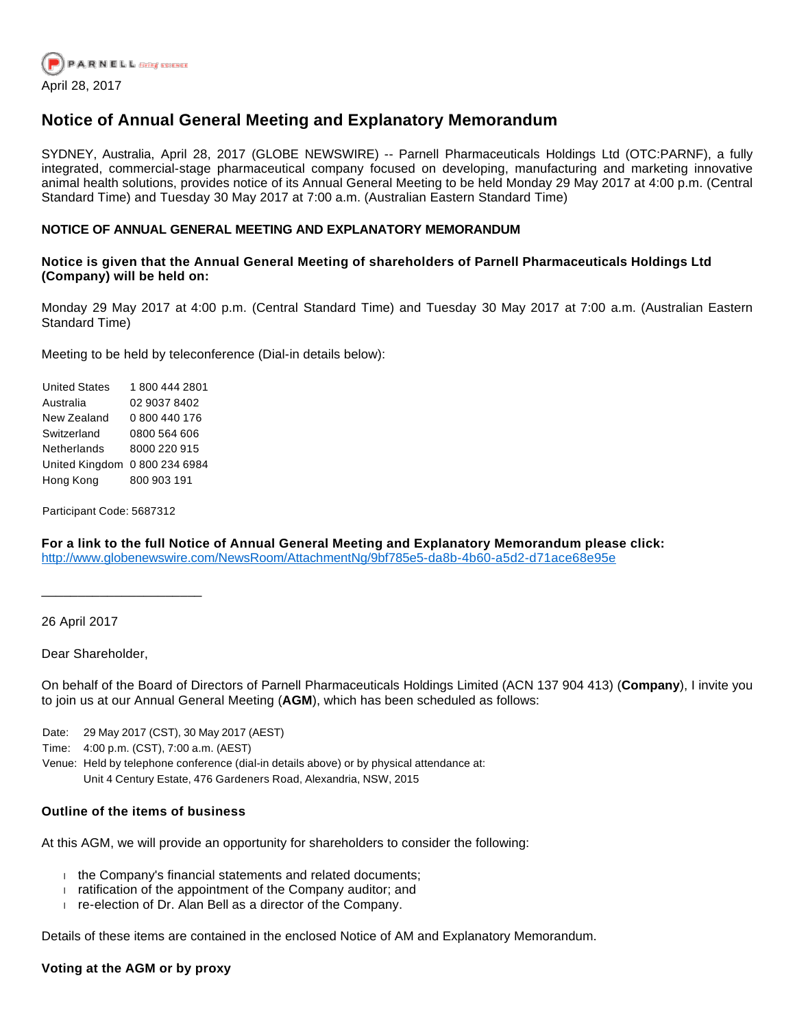April 28, 2017

# Notice of Annual General Meeting and Explanatory Memorandum

SYDNEY, Australia, April 28, 2017 (GLOBE NEWSWIRE) -- Parnell Pharmaceuticals Holdings Ltd (OTC:PARNF), a fully integrated, commercial-stage pharmaceutical company focused on developing, manufacturing and marketing innovative animal health solutions, provides notice of its Annual General Meeting to be held Monday 29 May 2017 at 4:00 p.m. (Central Standard Time) and Tuesday 30 May 2017 at 7:00 a.m. (Australian Eastern Standard Time)

**NOTICE OF ANNUAL GENERAL MEETING AND EXPLANATORY MEMORANDUM**

**Notice is given that the Annual General Meeting of shareholders of Parnell Pharmaceuticals Holdings Ltd (Company) will be held on:**

Monday 29 May 2017 at 4:00 p.m. (Central Standard Time) and Tuesday 30 May 2017 at 7:00 a.m. (Australian Eastern Standard Time)

Meeting to be held by teleconference (Dial-in details below):

| | |
|---|---|
| United States | 1 800 444 2801 |
| Australia | 02 9037 8402 |
| New Zealand | 0 800 440 176 |
| Switzerland | 0800 564 606 |
| Netherlands | 8000 220 915 |
| United Kingdom | 0 800 234 6984 |
| Hong Kong | 800 903 191 |

Participant Code: 5687312

**For a link to the full Notice of Annual General Meeting and Explanatory Memorandum please click:**
http://www.globenewswire.com/NewsRoom/AttachmentNg/9bf785e5-da8b-4b60-a5d2-d71ace68e95e

______________________

26 April 2017

Dear Shareholder,

On behalf of the Board of Directors of Parnell Pharmaceuticals Holdings Limited (ACN 137 904 413) (**Company**), I invite you to join us at our Annual General Meeting (**AGM**), which has been scheduled as follows:

Date: 29 May 2017 (CST), 30 May 2017 (AEST)
Time: 4:00 p.m. (CST), 7:00 a.m. (AEST)
Venue: Held by telephone conference (dial-in details above) or by physical attendance at:
Unit 4 Century Estate, 476 Gardeners Road, Alexandria, NSW, 2015

**Outline of the items of business**

At this AGM, we will provide an opportunity for shareholders to consider the following:

- the Company's financial statements and related documents;
- ratification of the appointment of the Company auditor; and
- re-election of Dr. Alan Bell as a director of the Company.

Details of these items are contained in the enclosed Notice of AM and Explanatory Memorandum.

**Voting at the AGM or by proxy**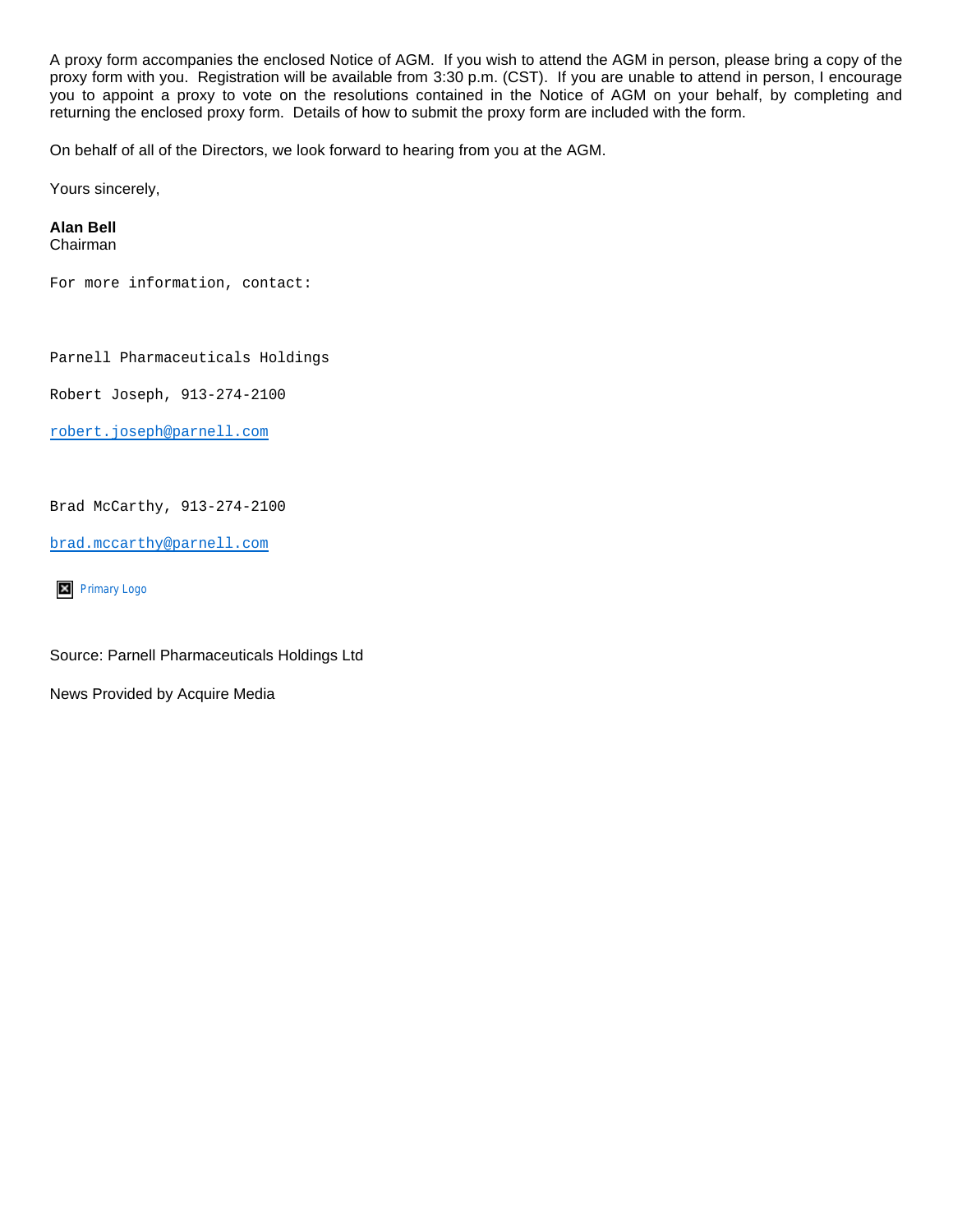A proxy form accompanies the enclosed Notice of AGM. If you wish to attend the AGM in person, please bring a copy of the proxy form with you. Registration will be available from 3:30 p.m. (CST). If you are unable to attend in person, I encourage you to appoint a proxy to vote on the resolutions contained in the Notice of AGM on your behalf, by completing and returning the enclosed proxy form. Details of how to submit the proxy form are included with the form.

On behalf of all of the Directors, we look forward to hearing from you at the AGM.

Yours sincerely,

**Alan Bell**
Chairman

For more information, contact:

Parnell Pharmaceuticals Holdings

Robert Joseph, 913-274-2100

robert.joseph@parnell.com

Brad McCarthy, 913-274-2100

brad.mccarthy@parnell.com

Primary Logo

Source: Parnell Pharmaceuticals Holdings Ltd

News Provided by Acquire Media